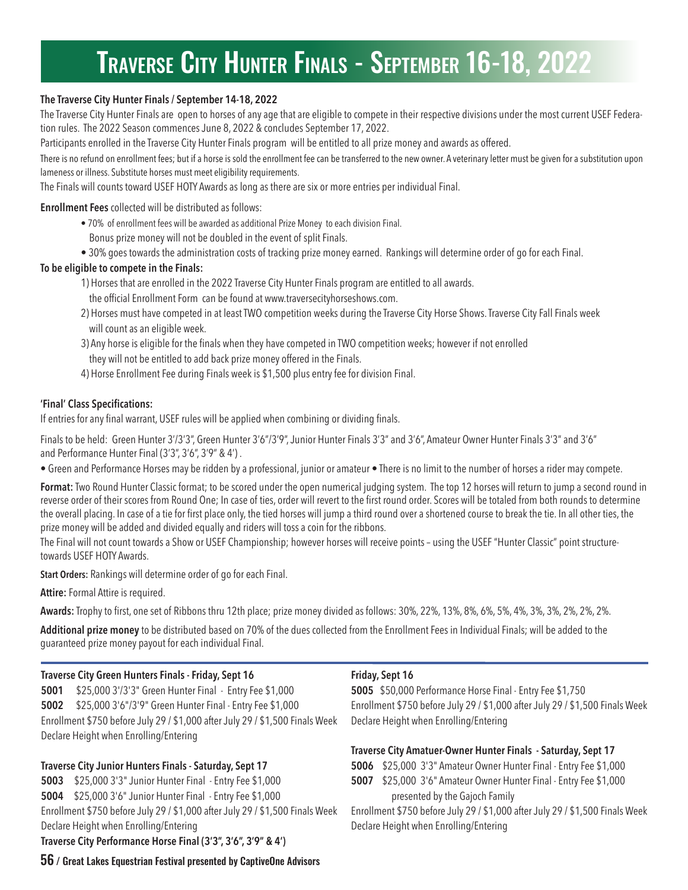# Traverse City Hunter Finals - September 16-18, 2022

**The Traverse City Hunter Finals / September 14-18, 2022**

The Traverse City Hunter Finals are open to horses of any age that are eligible to compete in their respective divisions under the most current USEF Federation rules. The 2022 Season commences June 8, 2022 & concludes September 17, 2022.

Participants enrolled in the Traverse City Hunter Finals program will be entitled to all prize money and awards as offered.

There is no refund on enrollment fees; but if a horse is sold the enrollment fee can be transferred to the new owner. A veterinary letter must be given for a substitution upon lameness or illness. Substitute horses must meet eligibility requirements.

The Finals will counts toward USEF HOTY Awards as long as there are six or more entries per individual Final.

**Enrollment Fees** collected will be distributed as follows:

- 70% of enrollment fees will be awarded as additional Prize Money to each division Final.
  Bonus prize money will not be doubled in the event of split Finals.
- 30% goes towards the administration costs of tracking prize money earned. Rankings will determine order of go for each Final.

**To be eligible to compete in the Finals:**

1) Horses that are enrolled in the 2022 Traverse City Hunter Finals program are entitled to all awards.
   the official Enrollment Form can be found at www.traversecityhorseshows.com.
2) Horses must have competed in at least TWO competition weeks during the Traverse City Horse Shows. Traverse City Fall Finals week will count as an eligible week.
3) Any horse is eligible for the finals when they have competed in TWO competition weeks; however if not enrolled they will not be entitled to add back prize money offered in the Finals.
4) Horse Enrollment Fee during Finals week is $1,500 plus entry fee for division Final.

**'Final' Class Specifications:**

If entries for any final warrant, USEF rules will be applied when combining or dividing finals.

Finals to be held: Green Hunter 3'/3'3", Green Hunter 3'6"/3'9", Junior Hunter Finals 3'3" and 3'6", Amateur Owner Hunter Finals 3'3" and 3'6" and Performance Hunter Final (3'3", 3'6", 3'9" & 4') .

• Green and Performance Horses may be ridden by a professional, junior or amateur • There is no limit to the number of horses a rider may compete.

**Format:** Two Round Hunter Classic format; to be scored under the open numerical judging system. The top 12 horses will return to jump a second round in reverse order of their scores from Round One; In case of ties, order will revert to the first round order. Scores will be totaled from both rounds to determine the overall placing. In case of a tie for first place only, the tied horses will jump a third round over a shortened course to break the tie. In all other ties, the prize money will be added and divided equally and riders will toss a coin for the ribbons.

The Final will not count towards a Show or USEF Championship; however horses will receive points – using the USEF "Hunter Classic" point structure-towards USEF HOTY Awards.

**Start Orders:** Rankings will determine order of go for each Final.

**Attire:** Formal Attire is required.

**Awards:** Trophy to first, one set of Ribbons thru 12th place; prize money divided as follows: 30%, 22%, 13%, 8%, 6%, 5%, 4%, 3%, 3%, 2%, 2%, 2%.

**Additional prize money** to be distributed based on 70% of the dues collected from the Enrollment Fees in Individual Finals; will be added to the guaranteed prize money payout for each individual Final.

---

**Traverse City Green Hunters Finals - Friday, Sept 16**

**5001** $25,000 3'/3'3" Green Hunter Final - Entry Fee $1,000
**5002** $25,000 3'6"/3'9" Green Hunter Final - Entry Fee $1,000
Enrollment $750 before July 29 / $1,000 after July 29 / $1,500 Finals Week
Declare Height when Enrolling/Entering

**Traverse City Junior Hunters Finals - Saturday, Sept 17**

**5003** $25,000 3'3" Junior Hunter Final - Entry Fee $1,000
**5004** $25,000 3'6" Junior Hunter Final - Entry Fee $1,000
Enrollment $750 before July 29 / $1,000 after July 29 / $1,500 Finals Week
Declare Height when Enrolling/Entering

**Traverse City Performance Horse Final (3'3", 3'6", 3'9" & 4')**

**Friday, Sept 16**

**5005** $50,000 Performance Horse Final - Entry Fee $1,750
Enrollment $750 before July 29 / $1,000 after July 29 / $1,500 Finals Week
Declare Height when Enrolling/Entering

**Traverse City Amatuer-Owner Hunter Finals - Saturday, Sept 17**

**5006** $25,000 3'3" Amateur Owner Hunter Final - Entry Fee $1,000
**5007** $25,000 3'6" Amateur Owner Hunter Final - Entry Fee $1,000
presented by the Gajoch Family
Enrollment $750 before July 29 / $1,000 after July 29 / $1,500 Finals Week
Declare Height when Enrolling/Entering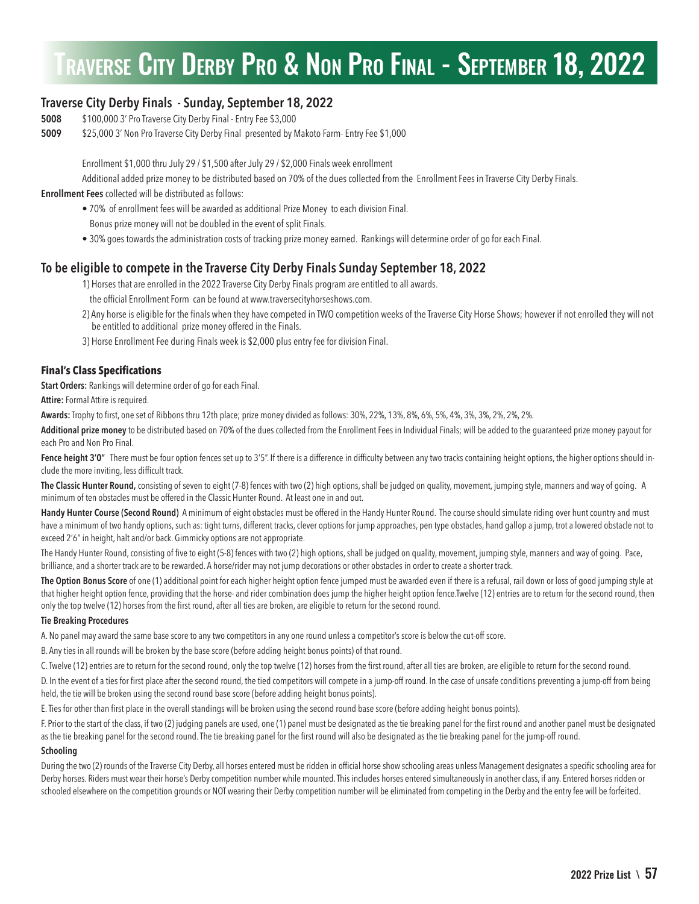# Traverse City Derby Pro & Non Pro Final - September 18, 2022

## Traverse City Derby Finals - Sunday, September 18, 2022

**5008** $100,000 3' Pro Traverse City Derby Final - Entry Fee $3,000

**5009** $25,000 3' Non Pro Traverse City Derby Final presented by Makoto Farm- Entry Fee $1,000

Enrollment $1,000 thru July 29 / $1,500 after July 29 / $2,000 Finals week enrollment

Additional added prize money to be distributed based on 70% of the dues collected from the Enrollment Fees in Traverse City Derby Finals.

**Enrollment Fees** collected will be distributed as follows:

- 70% of enrollment fees will be awarded as additional Prize Money to each division Final.
  Bonus prize money will not be doubled in the event of split Finals.
- 30% goes towards the administration costs of tracking prize money earned. Rankings will determine order of go for each Final.

## To be eligible to compete in the Traverse City Derby Finals Sunday September 18, 2022

1) Horses that are enrolled in the 2022 Traverse City Derby Finals program are entitled to all awards.
   the official Enrollment Form can be found at www.traversecityhorseshows.com.
2) Any horse is eligible for the finals when they have competed in TWO competition weeks of the Traverse City Horse Shows; however if not enrolled they will not be entitled to additional prize money offered in the Finals.
3) Horse Enrollment Fee during Finals week is $2,000 plus entry fee for division Final.

### Final's Class Specifications

**Start Orders:** Rankings will determine order of go for each Final.

**Attire:** Formal Attire is required.

**Awards:** Trophy to first, one set of Ribbons thru 12th place; prize money divided as follows: 30%, 22%, 13%, 8%, 6%, 5%, 4%, 3%, 3%, 2%, 2%, 2%.

**Additional prize money** to be distributed based on 70% of the dues collected from the Enrollment Fees in Individual Finals; will be added to the guaranteed prize money payout for each Pro and Non Pro Final.

**Fence height 3'0"** There must be four option fences set up to 3'5". If there is a difference in difficulty between any two tracks containing height options, the higher options should include the more inviting, less difficult track.

**The Classic Hunter Round,** consisting of seven to eight (7-8) fences with two (2) high options, shall be judged on quality, movement, jumping style, manners and way of going. A minimum of ten obstacles must be offered in the Classic Hunter Round. At least one in and out.

**Handy Hunter Course (Second Round)** A minimum of eight obstacles must be offered in the Handy Hunter Round. The course should simulate riding over hunt country and must have a minimum of two handy options, such as: tight turns, different tracks, clever options for jump approaches, pen type obstacles, hand gallop a jump, trot a lowered obstacle not to exceed 2'6" in height, halt and/or back. Gimmicky options are not appropriate.

The Handy Hunter Round, consisting of five to eight (5-8) fences with two (2) high options, shall be judged on quality, movement, jumping style, manners and way of going. Pace, brilliance, and a shorter track are to be rewarded. A horse/rider may not jump decorations or other obstacles in order to create a shorter track.

**The Option Bonus Score** of one (1) additional point for each higher height option fence jumped must be awarded even if there is a refusal, rail down or loss of good jumping style at that higher height option fence, providing that the horse- and rider combination does jump the higher height option fence.Twelve (12) entries are to return for the second round, then only the top twelve (12) horses from the first round, after all ties are broken, are eligible to return for the second round.

#### Tie Breaking Procedures

A. No panel may award the same base score to any two competitors in any one round unless a competitor's score is below the cut-off score.

B. Any ties in all rounds will be broken by the base score (before adding height bonus points) of that round.

C. Twelve (12) entries are to return for the second round, only the top twelve (12) horses from the first round, after all ties are broken, are eligible to return for the second round.

D. In the event of a ties for first place after the second round, the tied competitors will compete in a jump-off round. In the case of unsafe conditions preventing a jump-off from being held, the tie will be broken using the second round base score (before adding height bonus points).

E. Ties for other than first place in the overall standings will be broken using the second round base score (before adding height bonus points).

F. Prior to the start of the class, if two (2) judging panels are used, one (1) panel must be designated as the tie breaking panel for the first round and another panel must be designated as the tie breaking panel for the second round. The tie breaking panel for the first round will also be designated as the tie breaking panel for the jump-off round.

#### Schooling

During the two (2) rounds of the Traverse City Derby, all horses entered must be ridden in official horse show schooling areas unless Management designates a specific schooling area for Derby horses. Riders must wear their horse's Derby competition number while mounted. This includes horses entered simultaneously in another class, if any. Entered horses ridden or schooled elsewhere on the competition grounds or NOT wearing their Derby competition number will be eliminated from competing in the Derby and the entry fee will be forfeited.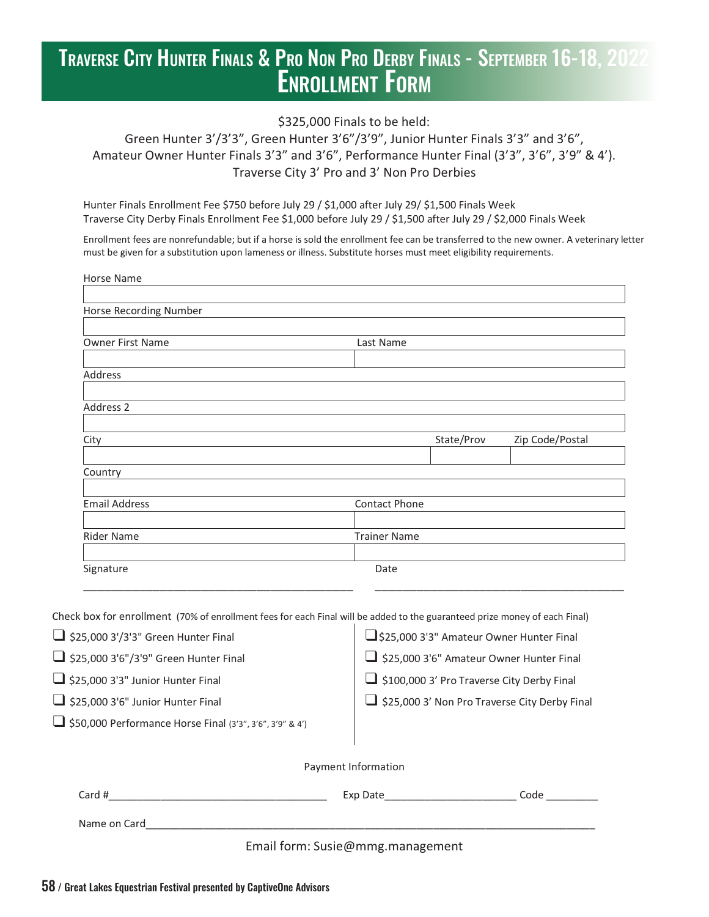# Traverse City Hunter Finals & Pro Non Pro Derby Finals - September 16-18, 2022
# Enrollment Form

$325,000 Finals to be held:

Green Hunter 3'/3'3", Green Hunter 3'6"/3'9", Junior Hunter Finals 3'3" and 3'6", Amateur Owner Hunter Finals 3'3" and 3'6", Performance Hunter Final (3'3", 3'6", 3'9" & 4'). Traverse City 3' Pro and 3' Non Pro Derbies

Hunter Finals Enrollment Fee $750 before July 29 / $1,000 after July 29/ $1,500 Finals Week
Traverse City Derby Finals Enrollment Fee $1,000 before July 29 / $1,500 after July 29 / $2,000 Finals Week

Enrollment fees are nonrefundable; but if a horse is sold the enrollment fee can be transferred to the new owner. A veterinary letter must be given for a substitution upon lameness or illness. Substitute horses must meet eligibility requirements.

Horse Name

Horse Recording Number

Owner First Name | Last Name

Address

Address 2

City | State/Prov | Zip Code/Postal

Country

Email Address | Contact Phone

Rider Name | Trainer Name

Signature ______________________ Date ______________________

Check box for enrollment (70% of enrollment fees for each Final will be added to the guaranteed prize money of each Final)

- ☐ $25,000 3'/3'3" Green Hunter Final
- ☐ $25,000 3'6"/3'9" Green Hunter Final
- ☐ $25,000 3'3" Junior Hunter Final
- ☐ $25,000 3'6" Junior Hunter Final
- ☐ $50,000 Performance Horse Final (3'3", 3'6", 3'9" & 4')
- ☐ $25,000 3'3" Amateur Owner Hunter Final
- ☐ $25,000 3'6" Amateur Owner Hunter Final
- ☐ $100,000 3' Pro Traverse City Derby Final
- ☐ $25,000 3' Non Pro Traverse City Derby Final

Payment Information

Card #______________________ Exp Date______________________ Code __________

Name on Card______________________________________________

Email form: Susie@mmg.management